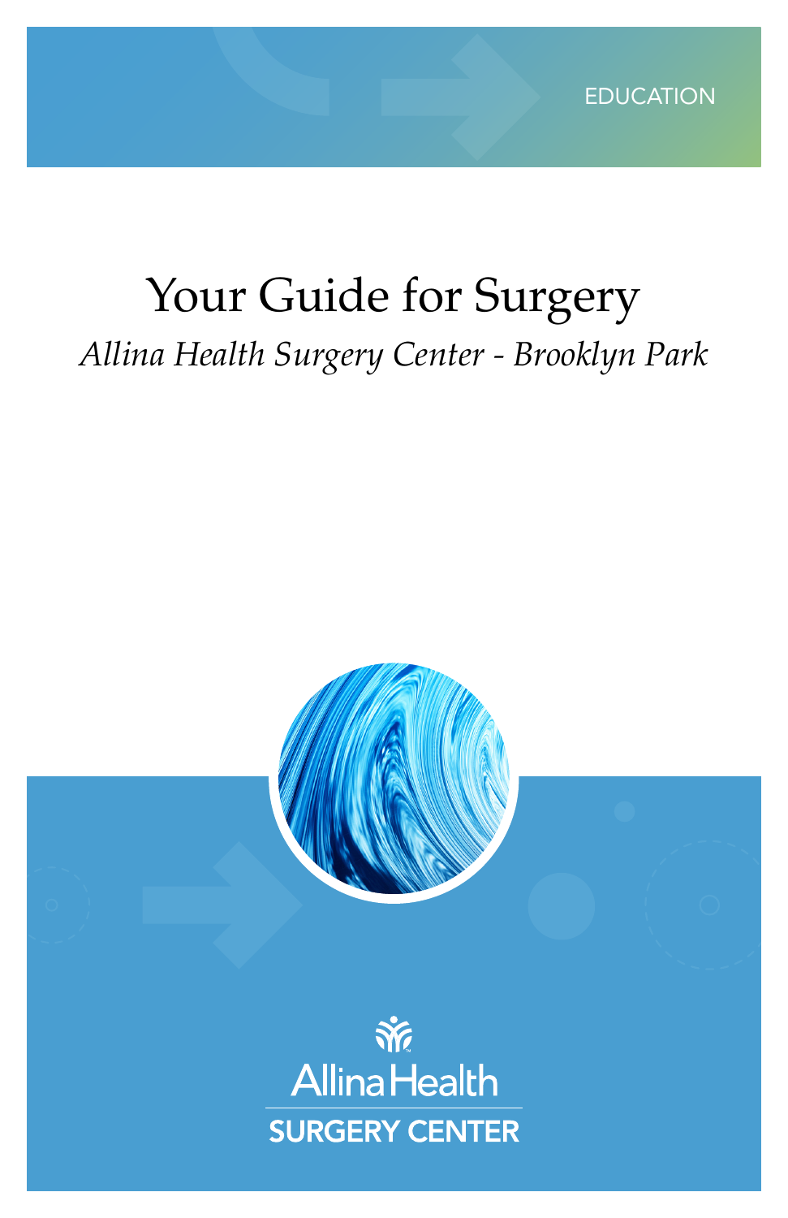EDUCATION

# Your Guide for Surgery

*Allina Health Surgery Center - Brooklyn Park*

Allina Health

SURGERY CENTER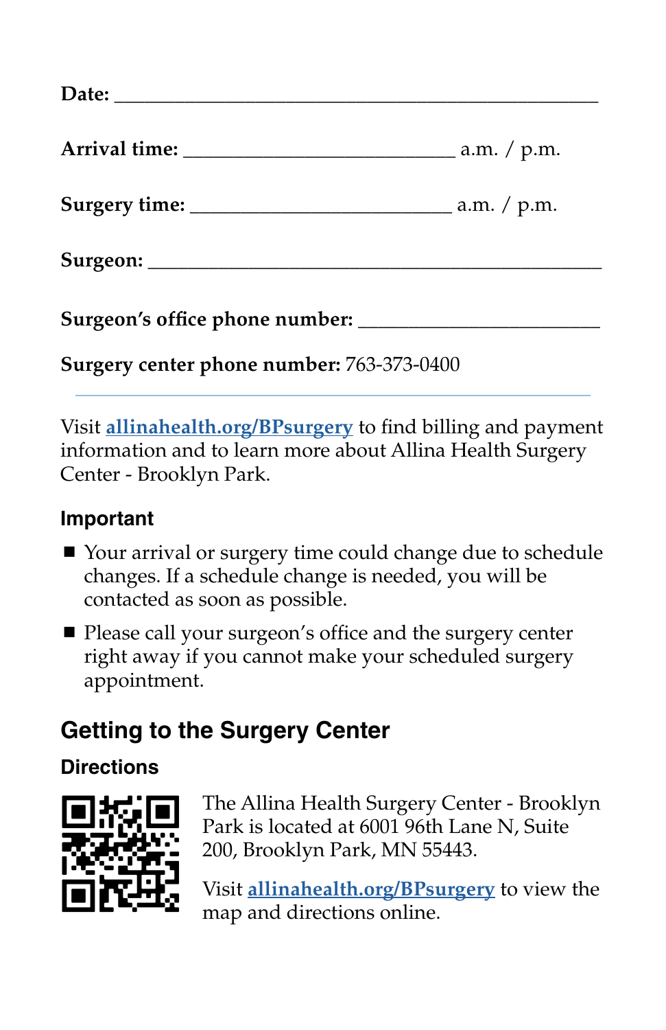**Date:** ______________________________________________

**Arrival time:** __________________________ a.m. / p.m.

**Surgery time:** _________________________ a.m. / p.m.

**Surgeon:** ____________________________________________

**Surgeon's office phone number:** _______________________

**Surgery center phone number:** 763-373-0400

---

Visit [allinahealth.org/BPsurgery](allinahealth.org/BPsurgery) to find billing and payment information and to learn more about Allina Health Surgery Center - Brooklyn Park.

### Important

- Your arrival or surgery time could change due to schedule changes. If a schedule change is needed, you will be contacted as soon as possible.
- Please call your surgeon's office and the surgery center right away if you cannot make your scheduled surgery appointment.

## Getting to the Surgery Center

### Directions

The Allina Health Surgery Center - Brooklyn Park is located at 6001 96th Lane N, Suite 200, Brooklyn Park, MN 55443.

Visit [allinahealth.org/BPsurgery](allinahealth.org/BPsurgery) to view the map and directions online.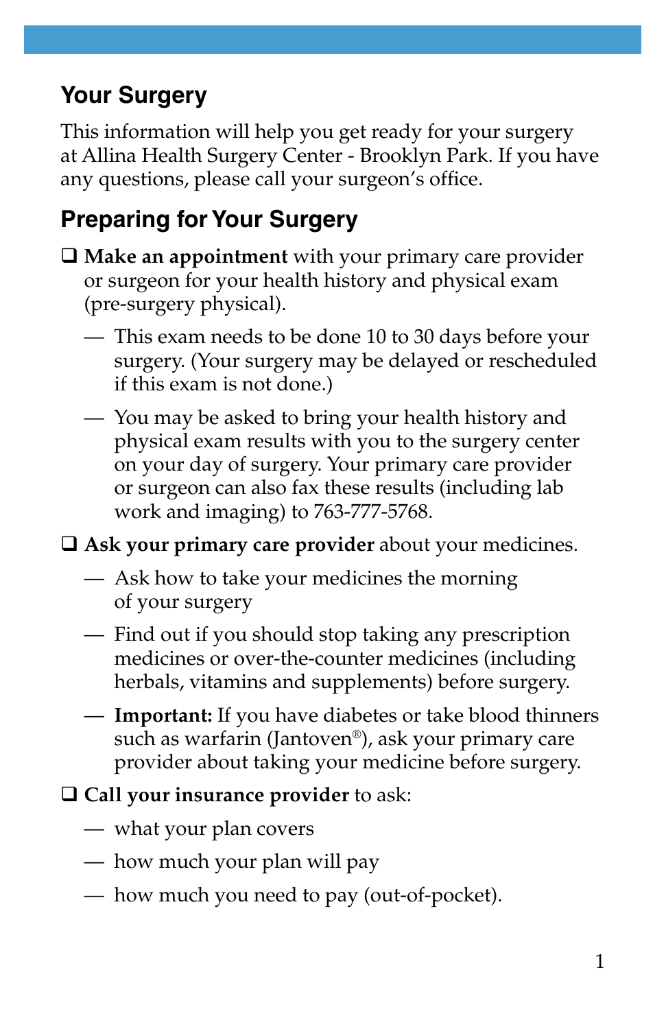## Your Surgery

This information will help you get ready for your surgery at Allina Health Surgery Center - Brooklyn Park. If you have any questions, please call your surgeon's office.

## Preparing for Your Surgery

- ❑ **Make an appointment** with your primary care provider or surgeon for your health history and physical exam (pre-surgery physical).
  - — This exam needs to be done 10 to 30 days before your surgery. (Your surgery may be delayed or rescheduled if this exam is not done.)
  - — You may be asked to bring your health history and physical exam results with you to the surgery center on your day of surgery. Your primary care provider or surgeon can also fax these results (including lab work and imaging) to 763-777-5768.
- ❑ **Ask your primary care provider** about your medicines.
  - — Ask how to take your medicines the morning of your surgery
  - — Find out if you should stop taking any prescription medicines or over-the-counter medicines (including herbals, vitamins and supplements) before surgery.
  - — **Important:** If you have diabetes or take blood thinners such as warfarin (Jantoven®), ask your primary care provider about taking your medicine before surgery.
- ❑ **Call your insurance provider** to ask:
  - — what your plan covers
  - — how much your plan will pay
  - — how much you need to pay (out-of-pocket).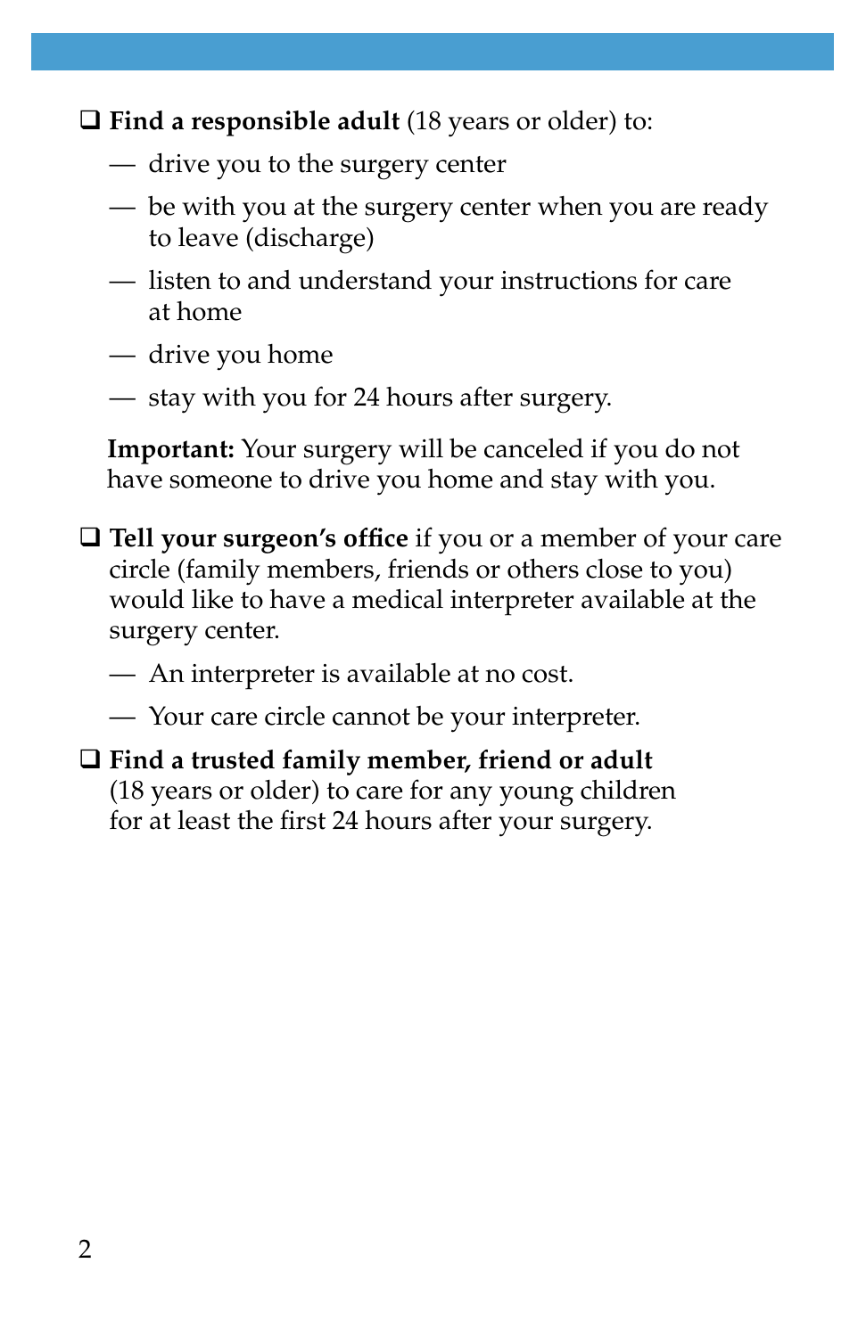- [ ] **Find a responsible adult** (18 years or older) to:
  - drive you to the surgery center
  - be with you at the surgery center when you are ready to leave (discharge)
  - listen to and understand your instructions for care at home
  - drive you home
  - stay with you for 24 hours after surgery.

  **Important:** Your surgery will be canceled if you do not have someone to drive you home and stay with you.

- [ ] **Tell your surgeon's office** if you or a member of your care circle (family members, friends or others close to you) would like to have a medical interpreter available at the surgery center.
  - An interpreter is available at no cost.
  - Your care circle cannot be your interpreter.

- [ ] **Find a trusted family member, friend or adult** (18 years or older) to care for any young children for at least the first 24 hours after your surgery.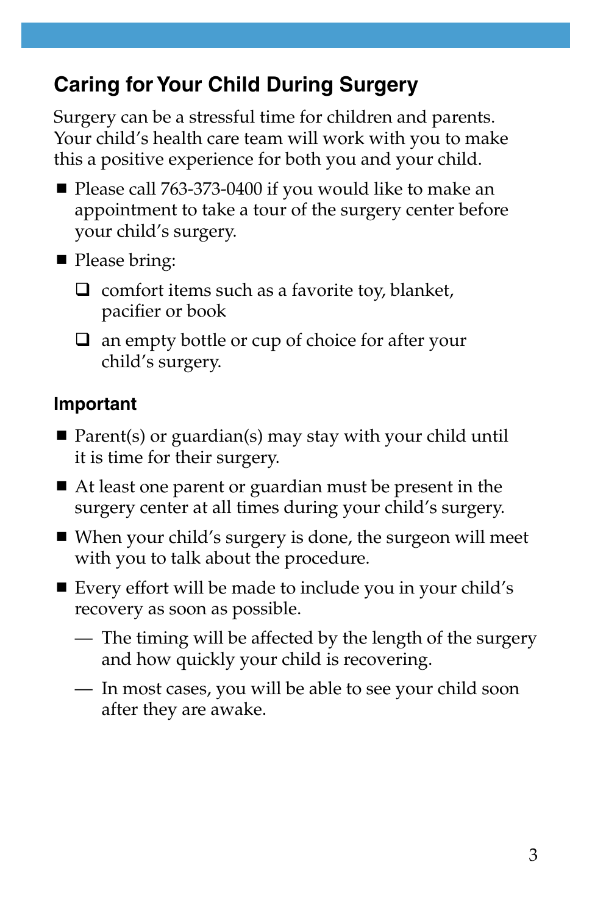## Caring for Your Child During Surgery

Surgery can be a stressful time for children and parents. Your child's health care team will work with you to make this a positive experience for both you and your child.

- Please call 763-373-0400 if you would like to make an appointment to take a tour of the surgery center before your child's surgery.
- Please bring:
  - ❑ comfort items such as a favorite toy, blanket, pacifier or book
  - ❑ an empty bottle or cup of choice for after your child's surgery.

### Important

- Parent(s) or guardian(s) may stay with your child until it is time for their surgery.
- At least one parent or guardian must be present in the surgery center at all times during your child's surgery.
- When your child's surgery is done, the surgeon will meet with you to talk about the procedure.
- Every effort will be made to include you in your child's recovery as soon as possible.
  - — The timing will be affected by the length of the surgery and how quickly your child is recovering.
  - — In most cases, you will be able to see your child soon after they are awake.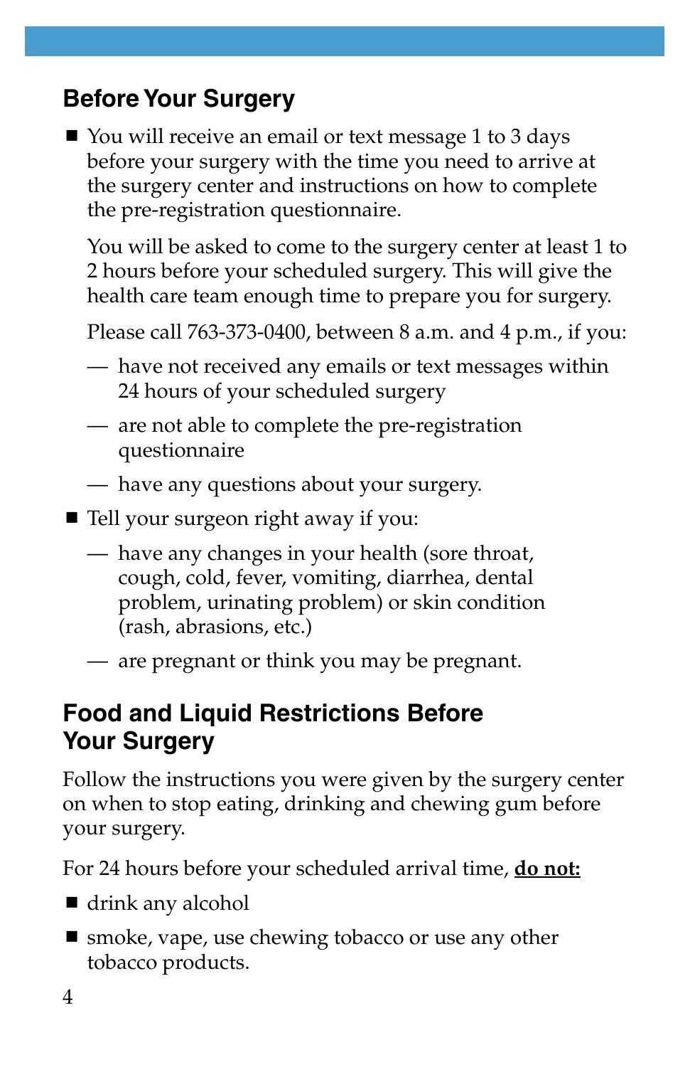## Before Your Surgery

- You will receive an email or text message 1 to 3 days before your surgery with the time you need to arrive at the surgery center and instructions on how to complete the pre-registration questionnaire.

  You will be asked to come to the surgery center at least 1 to 2 hours before your scheduled surgery. This will give the health care team enough time to prepare you for surgery.

  Please call 763-373-0400, between 8 a.m. and 4 p.m., if you:

  - have not received any emails or text messages within 24 hours of your scheduled surgery
  - are not able to complete the pre-registration questionnaire
  - have any questions about your surgery.

- Tell your surgeon right away if you:
  - have any changes in your health (sore throat, cough, cold, fever, vomiting, diarrhea, dental problem, urinating problem) or skin condition (rash, abrasions, etc.)
  - are pregnant or think you may be pregnant.

## Food and Liquid Restrictions Before Your Surgery

Follow the instructions you were given by the surgery center on when to stop eating, drinking and chewing gum before your surgery.

For 24 hours before your scheduled arrival time, **do not:**

- drink any alcohol
- smoke, vape, use chewing tobacco or use any other tobacco products.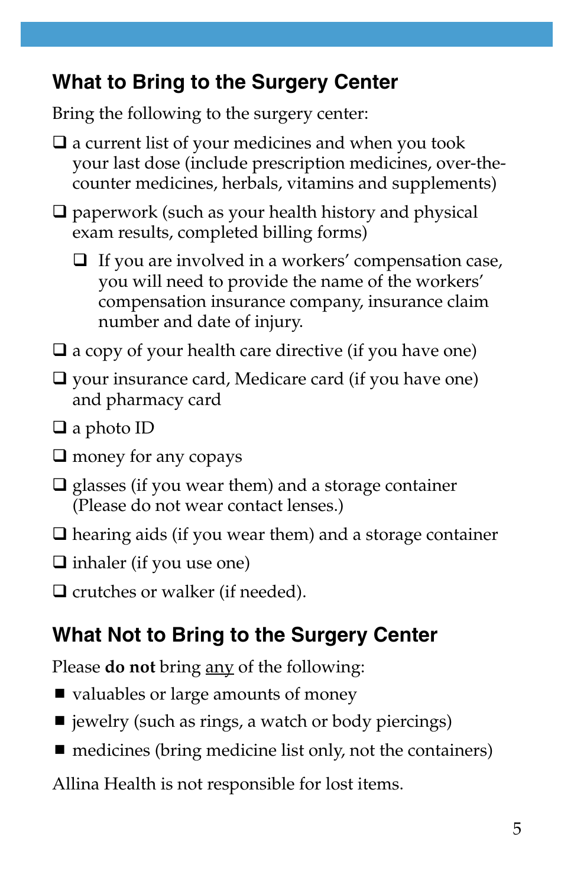## What to Bring to the Surgery Center

Bring the following to the surgery center:

- ❑ a current list of your medicines and when you took your last dose (include prescription medicines, over-the-counter medicines, herbals, vitamins and supplements)
- ❑ paperwork (such as your health history and physical exam results, completed billing forms)
  - ❑ If you are involved in a workers' compensation case, you will need to provide the name of the workers' compensation insurance company, insurance claim number and date of injury.
- ❑ a copy of your health care directive (if you have one)
- ❑ your insurance card, Medicare card (if you have one) and pharmacy card
- ❑ a photo ID
- ❑ money for any copays
- ❑ glasses (if you wear them) and a storage container (Please do not wear contact lenses.)
- ❑ hearing aids (if you wear them) and a storage container
- ❑ inhaler (if you use one)
- ❑ crutches or walker (if needed).

## What Not to Bring to the Surgery Center

Please **do not** bring <u>any</u> of the following:

- valuables or large amounts of money
- jewelry (such as rings, a watch or body piercings)
- medicines (bring medicine list only, not the containers)

Allina Health is not responsible for lost items.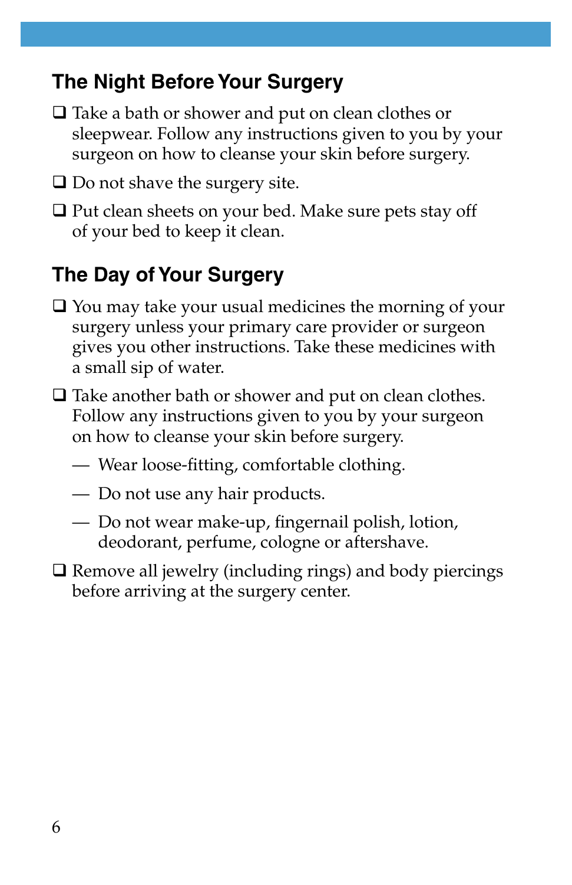## The Night Before Your Surgery

- ❑ Take a bath or shower and put on clean clothes or sleepwear. Follow any instructions given to you by your surgeon on how to cleanse your skin before surgery.
- ❑ Do not shave the surgery site.
- ❑ Put clean sheets on your bed. Make sure pets stay off of your bed to keep it clean.

## The Day of Your Surgery

- ❑ You may take your usual medicines the morning of your surgery unless your primary care provider or surgeon gives you other instructions. Take these medicines with a small sip of water.
- ❑ Take another bath or shower and put on clean clothes. Follow any instructions given to you by your surgeon on how to cleanse your skin before surgery.
  - — Wear loose-fitting, comfortable clothing.
  - — Do not use any hair products.
  - — Do not wear make-up, fingernail polish, lotion, deodorant, perfume, cologne or aftershave.
- ❑ Remove all jewelry (including rings) and body piercings before arriving at the surgery center.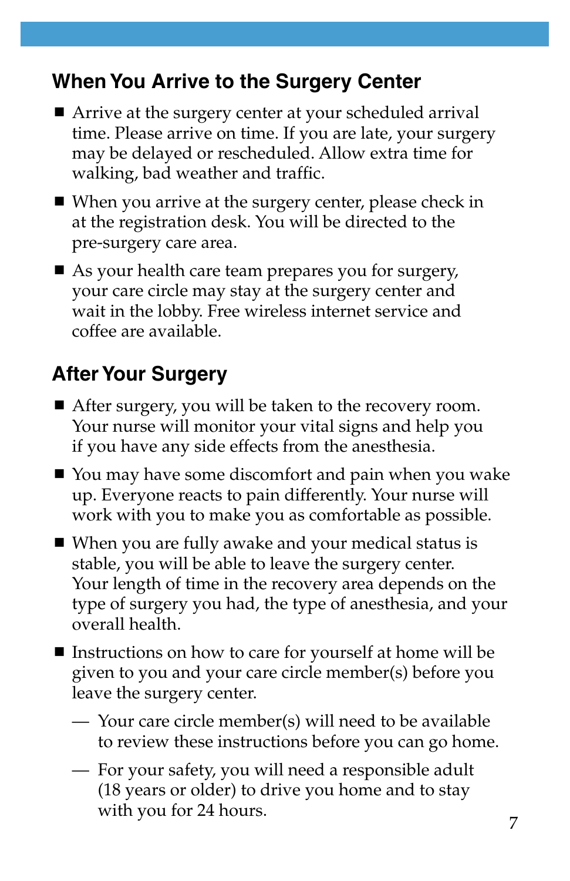## When You Arrive to the Surgery Center

- Arrive at the surgery center at your scheduled arrival time. Please arrive on time. If you are late, your surgery may be delayed or rescheduled. Allow extra time for walking, bad weather and traffic.
- When you arrive at the surgery center, please check in at the registration desk. You will be directed to the pre-surgery care area.
- As your health care team prepares you for surgery, your care circle may stay at the surgery center and wait in the lobby. Free wireless internet service and coffee are available.

## After Your Surgery

- After surgery, you will be taken to the recovery room. Your nurse will monitor your vital signs and help you if you have any side effects from the anesthesia.
- You may have some discomfort and pain when you wake up. Everyone reacts to pain differently. Your nurse will work with you to make you as comfortable as possible.
- When you are fully awake and your medical status is stable, you will be able to leave the surgery center. Your length of time in the recovery area depends on the type of surgery you had, the type of anesthesia, and your overall health.
- Instructions on how to care for yourself at home will be given to you and your care circle member(s) before you leave the surgery center.
  - Your care circle member(s) will need to be available to review these instructions before you can go home.
  - For your safety, you will need a responsible adult (18 years or older) to drive you home and to stay with you for 24 hours.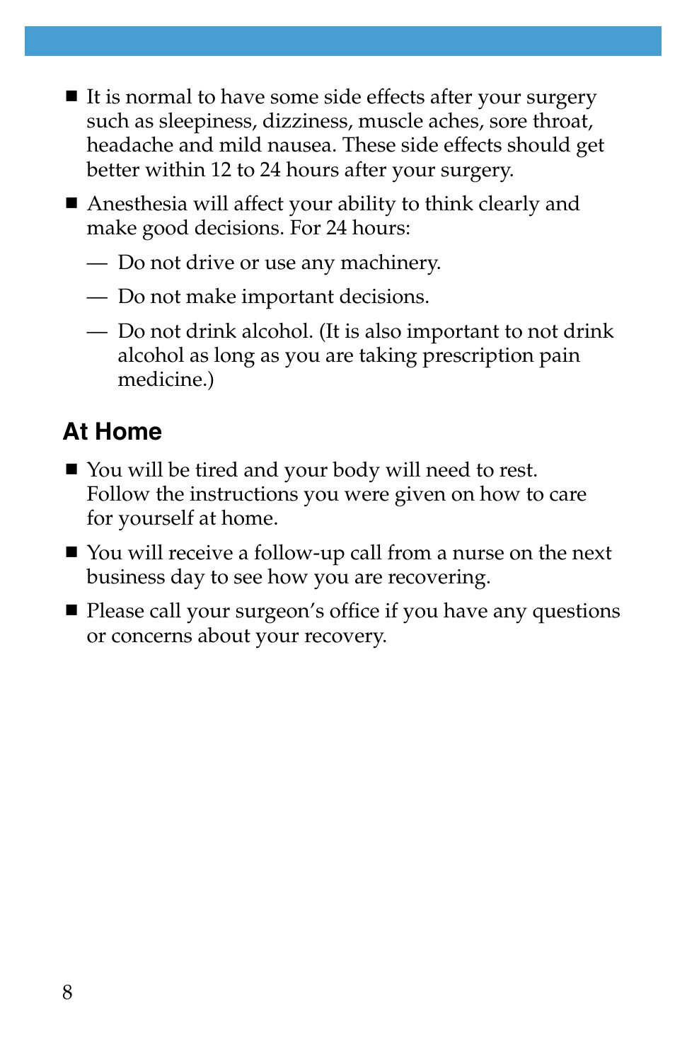- It is normal to have some side effects after your surgery such as sleepiness, dizziness, muscle aches, sore throat, headache and mild nausea. These side effects should get better within 12 to 24 hours after your surgery.
- Anesthesia will affect your ability to think clearly and make good decisions. For 24 hours:
  - Do not drive or use any machinery.
  - Do not make important decisions.
  - Do not drink alcohol. (It is also important to not drink alcohol as long as you are taking prescription pain medicine.)

## At Home

- You will be tired and your body will need to rest. Follow the instructions you were given on how to care for yourself at home.
- You will receive a follow-up call from a nurse on the next business day to see how you are recovering.
- Please call your surgeon's office if you have any questions or concerns about your recovery.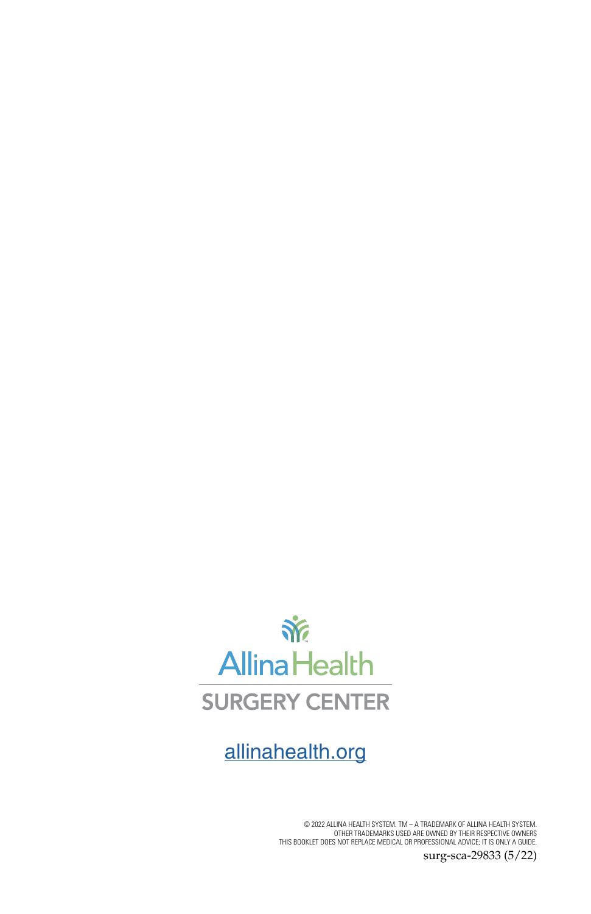Allina Health

SURGERY CENTER

allinahealth.org

© 2022 ALLINA HEALTH SYSTEM. TM – A TRADEMARK OF ALLINA HEALTH SYSTEM.
OTHER TRADEMARKS USED ARE OWNED BY THEIR RESPECTIVE OWNERS
THIS BOOKLET DOES NOT REPLACE MEDICAL OR PROFESSIONAL ADVICE; IT IS ONLY A GUIDE.

surg-sca-29833 (5/22)